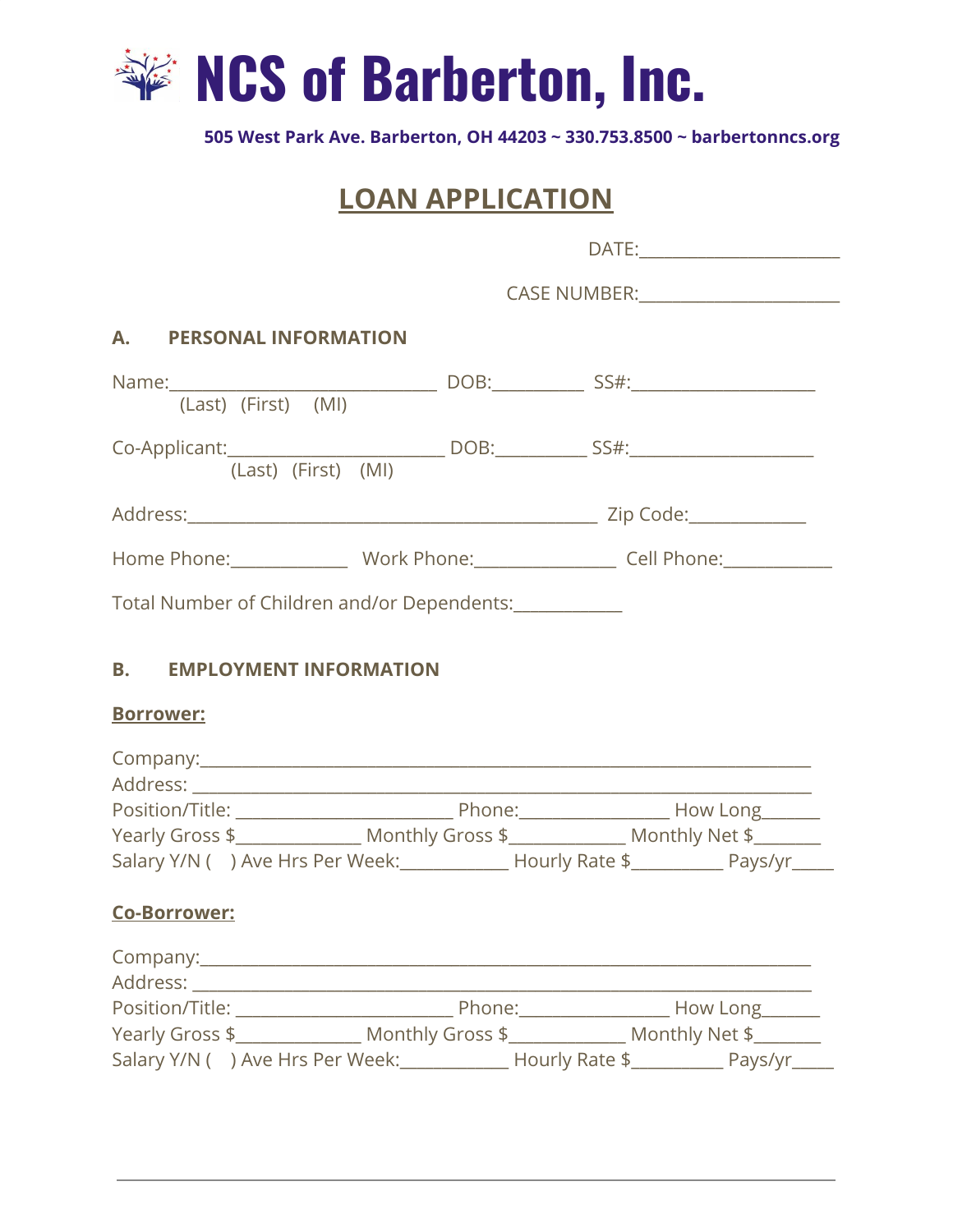# NCS of Barberton, Inc.

**505 West Park Ave. Barberton, OH 44203 ~ 330.753.8500 ~ barbertonncs.org**

## LOAN APPLICATION

DATE:______________________

CASE NUMBER:______________________

### A. PERSONAL INFORMATION

Name:_____________________________ DOB:__________ SS#:____________________
(Last) (First) (MI)

Co-Applicant:______________________ DOB:__________ SS#:____________________
(Last) (First) (MI)

Address:_____________________________________________ Zip Code:____________

Home Phone:_____________ Work Phone:_______________ Cell Phone:___________

Total Number of Children and/or Dependents:___________

### B. EMPLOYMENT INFORMATION

**Borrower:**

Company:____________________________________________________________________
Address: ____________________________________________________________________
Position/Title: ________________________ Phone:________________ How Long______
Yearly Gross $_____________ Monthly Gross $____________ Monthly Net $_______
Salary Y/N ( ) Ave Hrs Per Week:___________ Hourly Rate $__________ Pays/yr_____

**Co-Borrower:**

Company:____________________________________________________________________
Address: ____________________________________________________________________
Position/Title: ________________________ Phone:________________ How Long______
Yearly Gross $_____________ Monthly Gross $____________ Monthly Net $_______
Salary Y/N ( ) Ave Hrs Per Week:___________ Hourly Rate $__________ Pays/yr_____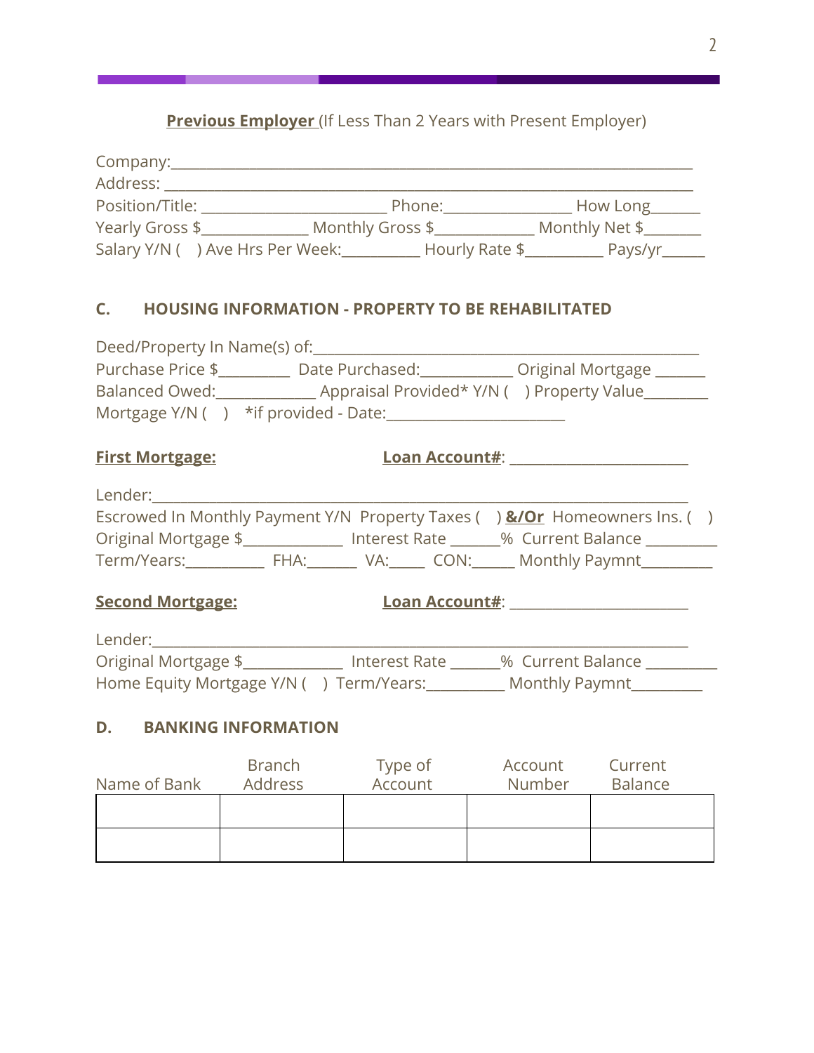**Previous Employer** (If Less Than 2 Years with Present Employer)

Company:_______________________________________________________________________
Address: _______________________________________________________________________
Position/Title: ________________________ Phone:________________ How Long______
Yearly Gross $_____________ Monthly Gross $____________ Monthly Net $_______
Salary Y/N (   ) Ave Hrs Per Week:__________ Hourly Rate $__________ Pays/yr_____

## C. HOUSING INFORMATION - PROPERTY TO BE REHABILITATED

Deed/Property In Name(s) of:__________________________________________________
Purchase Price $_________ Date Purchased:___________ Original Mortgage ______
Balanced Owed:____________ Appraisal Provided* Y/N (   ) Property Value________
Mortgage Y/N (   )   *if provided - Date:______________________

**First Mortgage:** **Loan Account#**: ________________________

Lender:______________________________________________________________________
Escrowed In Monthly Payment Y/N Property Taxes (   ) **&/Or** Homeowners Ins. (   )
Original Mortgage $____________ Interest Rate ______% Current Balance _________
Term/Years:__________ FHA:______ VA:_____ CON:_____ Monthly Paymnt_________

**Second Mortgage:** **Loan Account#**: ________________________

Lender:______________________________________________________________________
Original Mortgage $____________ Interest Rate ______% Current Balance _________
Home Equity Mortgage Y/N (   ) Term/Years:__________ Monthly Paymnt_________

## D. BANKING INFORMATION

| Name of Bank | Branch Address | Type of Account | Account Number | Current Balance |
|---|---|---|---|---|
| | | | | |
| | | | | |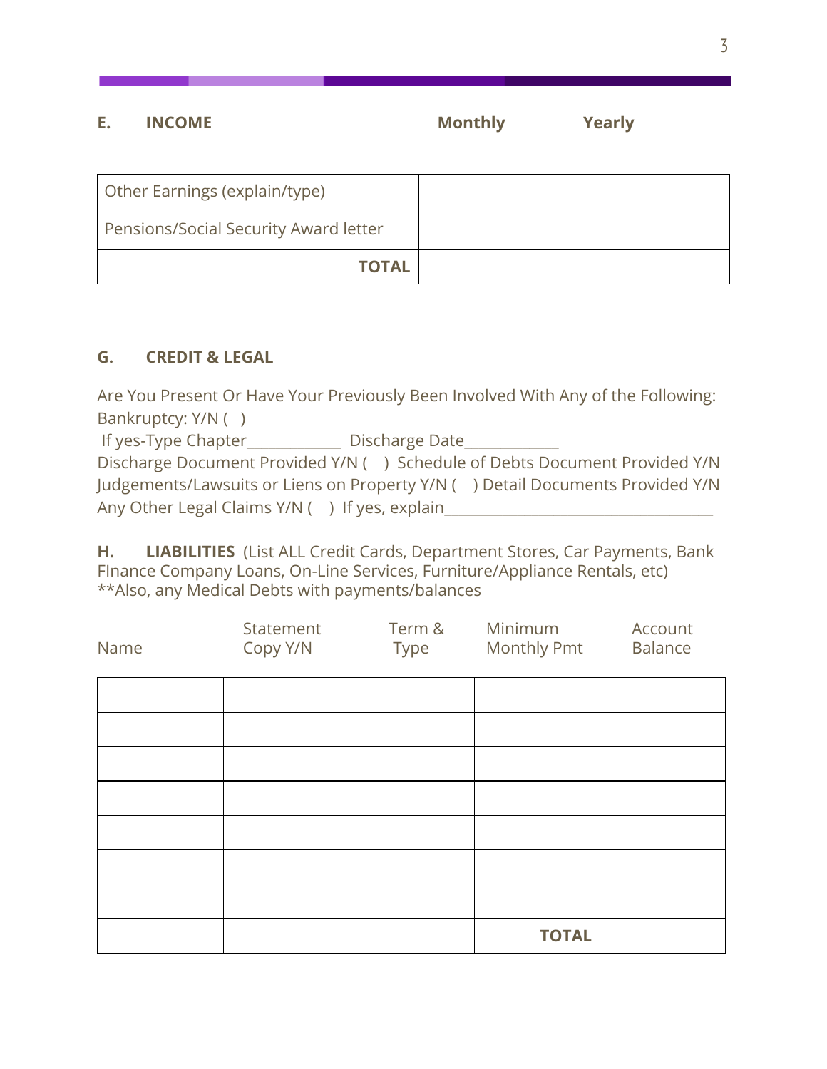## E. INCOME

| | Monthly | Yearly |
|---|---|---|
| Other Earnings (explain/type) | | |
| Pensions/Social Security Award letter | | |
| **TOTAL** | | |

## G. CREDIT & LEGAL

Are You Present Or Have Your Previously Been Involved With Any of the Following:
Bankruptcy: Y/N ( )
If yes-Type Chapter_____________ Discharge Date____________
Discharge Document Provided Y/N ( ) Schedule of Debts Document Provided Y/N
Judgements/Lawsuits or Liens on Property Y/N ( ) Detail Documents Provided Y/N
Any Other Legal Claims Y/N ( ) If yes, explain___________________________________

## H. LIABILITIES

(List ALL Credit Cards, Department Stores, Car Payments, Bank FInance Company Loans, On-Line Services, Furniture/Appliance Rentals, etc)
**Also, any Medical Debts with payments/balances

| Name | Statement Copy Y/N | Term & Type | Minimum Monthly Pmt | Account Balance |
|---|---|---|---|---|
| | | | | |
| | | | | |
| | | | | |
| | | | | |
| | | | | |
| | | | | |
| | | | | |
| | | | **TOTAL** | |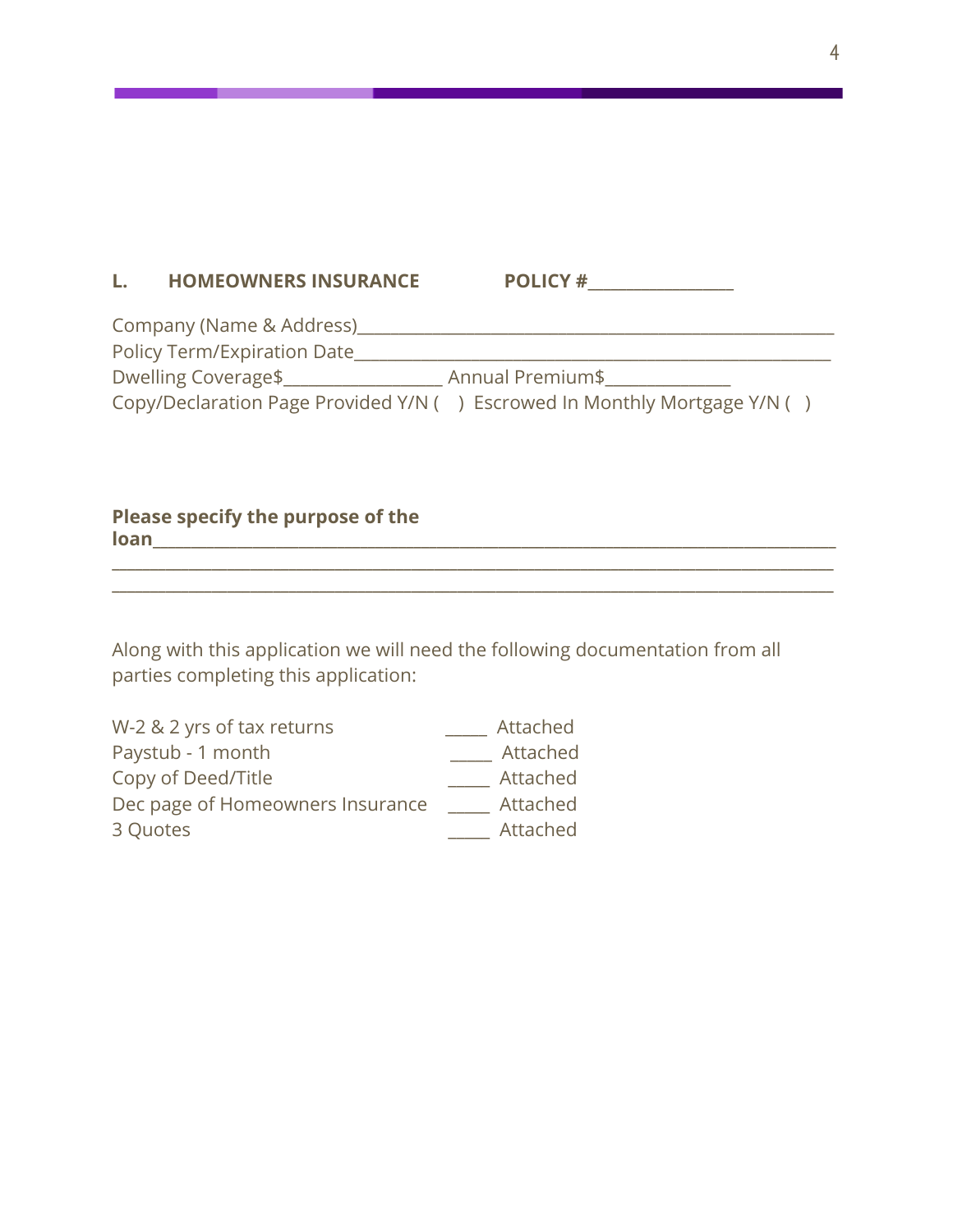**L. HOMEOWNERS INSURANCE** **POLICY #\_\_\_\_\_\_\_\_\_\_\_\_\_\_\_\_\_**

Company (Name & Address)\_\_\_\_\_\_\_\_\_\_\_\_\_\_\_\_\_\_\_\_\_\_\_\_\_\_\_\_\_\_\_\_\_\_\_\_\_\_\_\_\_\_\_\_\_\_\_\_\_\_\_\_\_\_\_\_

Policy Term/Expiration Date\_\_\_\_\_\_\_\_\_\_\_\_\_\_\_\_\_\_\_\_\_\_\_\_\_\_\_\_\_\_\_\_\_\_\_\_\_\_\_\_\_\_\_\_\_\_\_\_\_\_\_\_\_\_\_\_

Dwelling Coverage$\_\_\_\_\_\_\_\_\_\_\_\_\_\_\_\_\_\_ Annual Premium$\_\_\_\_\_\_\_\_\_\_\_\_\_\_

Copy/Declaration Page Provided Y/N ( ) Escrowed In Monthly Mortgage Y/N ( )

**Please specify the purpose of the loan**\_\_\_\_\_\_\_\_\_\_\_\_\_\_\_\_\_\_\_\_\_\_\_\_\_\_\_\_\_\_\_\_\_\_\_\_\_\_\_\_\_\_\_\_\_\_\_\_\_\_\_\_\_\_\_\_\_\_\_\_\_\_\_\_\_\_\_\_\_\_\_\_\_\_\_\_\_\_\_\_

\_\_\_\_\_\_\_\_\_\_\_\_\_\_\_\_\_\_\_\_\_\_\_\_\_\_\_\_\_\_\_\_\_\_\_\_\_\_\_\_\_\_\_\_\_\_\_\_\_\_\_\_\_\_\_\_\_\_\_\_\_\_\_\_\_\_\_\_\_\_\_\_\_\_\_\_\_\_\_\_\_\_\_\_\_

\_\_\_\_\_\_\_\_\_\_\_\_\_\_\_\_\_\_\_\_\_\_\_\_\_\_\_\_\_\_\_\_\_\_\_\_\_\_\_\_\_\_\_\_\_\_\_\_\_\_\_\_\_\_\_\_\_\_\_\_\_\_\_\_\_\_\_\_\_\_\_\_\_\_\_\_\_\_\_\_\_\_\_\_\_

Along with this application we will need the following documentation from all parties completing this application:

W-2 & 2 yrs of tax returns \_\_\_\_\_ Attached

Paystub - 1 month \_\_\_\_\_ Attached

Copy of Deed/Title \_\_\_\_\_ Attached

Dec page of Homeowners Insurance \_\_\_\_\_ Attached

3 Quotes \_\_\_\_\_ Attached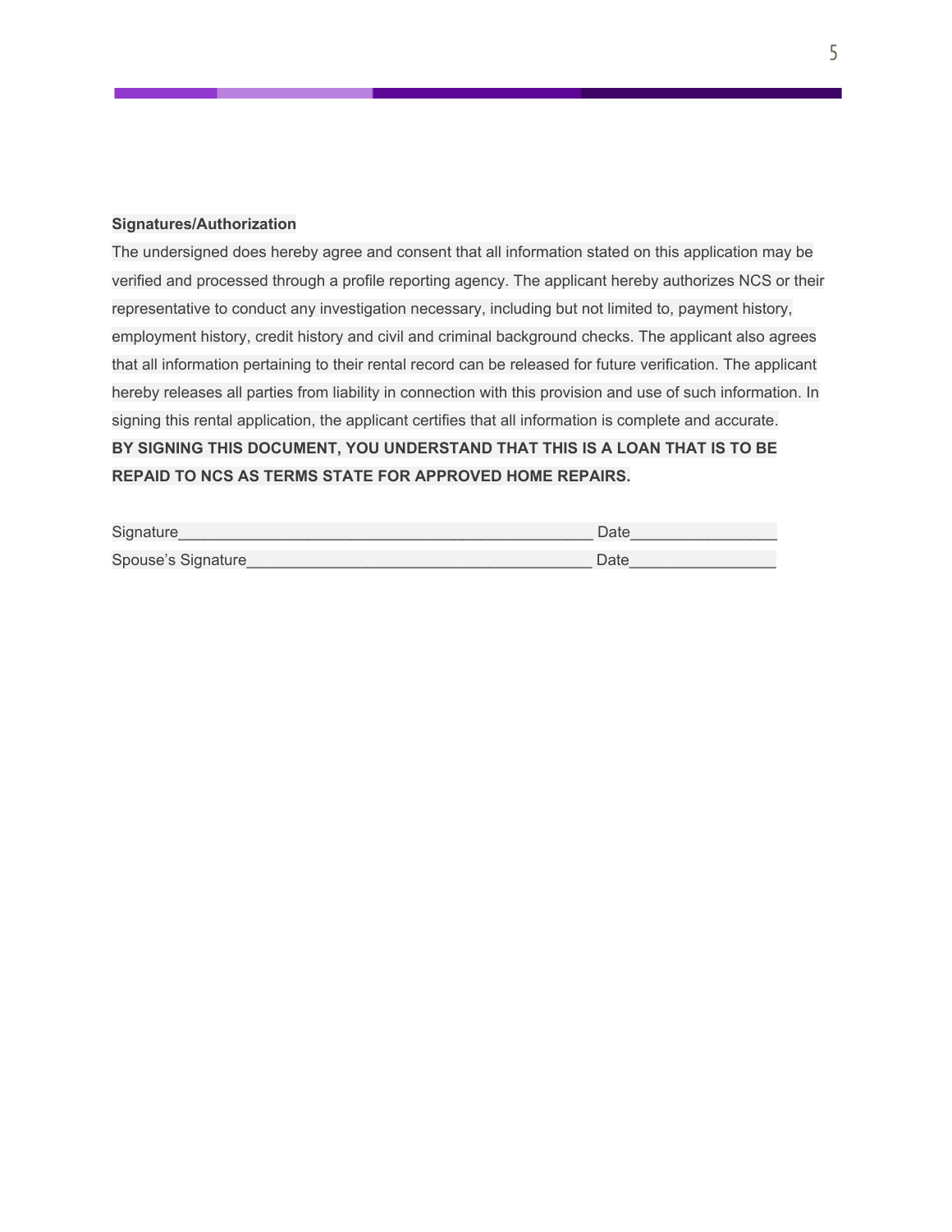**Signatures/Authorization**

The undersigned does hereby agree and consent that all information stated on this application may be verified and processed through a profile reporting agency. The applicant hereby authorizes NCS or their representative to conduct any investigation necessary, including but not limited to, payment history, employment history, credit history and civil and criminal background checks. The applicant also agrees that all information pertaining to their rental record can be released for future verification. The applicant hereby releases all parties from liability in connection with this provision and use of such information. In signing this rental application, the applicant certifies that all information is complete and accurate.

**BY SIGNING THIS DOCUMENT, YOU UNDERSTAND THAT THIS IS A LOAN THAT IS TO BE REPAID TO NCS AS TERMS STATE FOR APPROVED HOME REPAIRS.**

Signature_______________________________________________ Date_________________

Spouse's Signature________________________________________ Date_________________